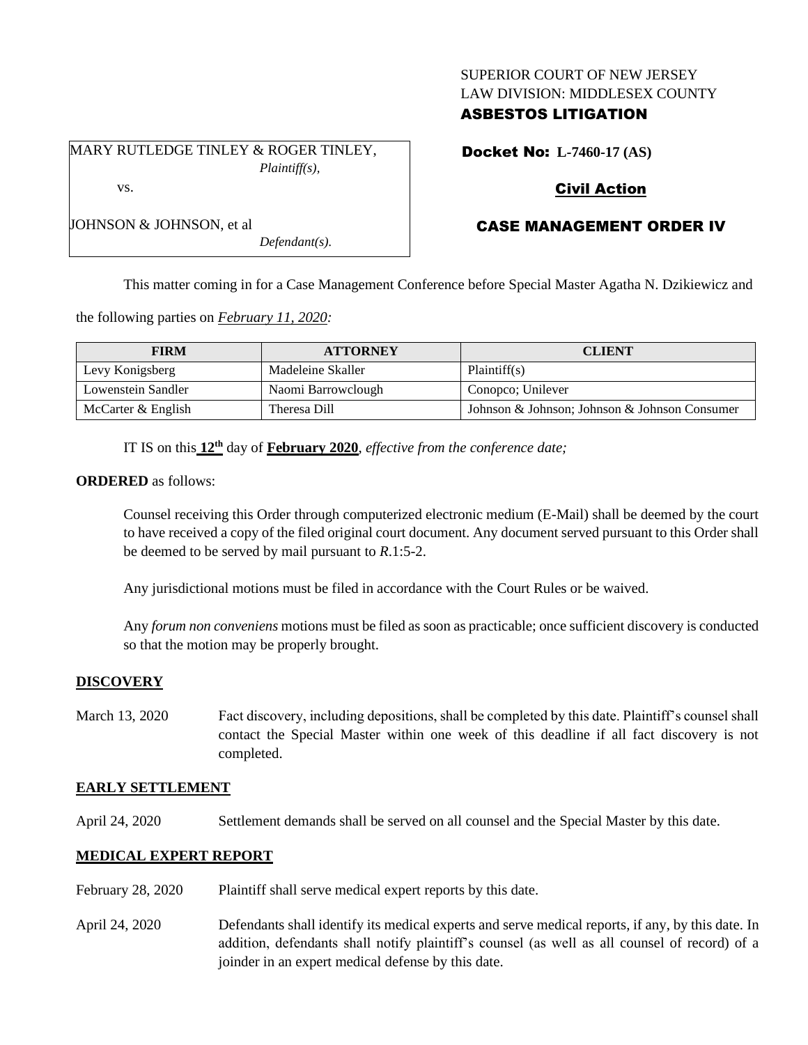SUPERIOR COURT OF NEW JERSEY
LAW DIVISION: MIDDLESEX COUNTY
**ASBESTOS LITIGATION**

MARY RUTLEDGE TINLEY & ROGER TINLEY,
*Plaintiff(s),*

vs.

JOHNSON & JOHNSON, et al
*Defendant(s).*

**Docket No: L-7460-17 (AS)**

**Civil Action**

**CASE MANAGEMENT ORDER IV**

This matter coming in for a Case Management Conference before Special Master Agatha N. Dzikiewicz and the following parties on *February 11, 2020:*

| FIRM | ATTORNEY | CLIENT |
|---|---|---|
| Levy Konigsberg | Madeleine Skaller | Plaintiff(s) |
| Lowenstein Sandler | Naomi Barrowclough | Conopco; Unilever |
| McCarter & English | Theresa Dill | Johnson & Johnson; Johnson & Johnson Consumer |

IT IS on this **12th** day of **February 2020**, *effective from the conference date;*

**ORDERED** as follows:

Counsel receiving this Order through computerized electronic medium (E-Mail) shall be deemed by the court to have received a copy of the filed original court document. Any document served pursuant to this Order shall be deemed to be served by mail pursuant to *R*.1:5-2.

Any jurisdictional motions must be filed in accordance with the Court Rules or be waived.

Any *forum non conveniens* motions must be filed as soon as practicable; once sufficient discovery is conducted so that the motion may be properly brought.

## DISCOVERY

March 13, 2020 — Fact discovery, including depositions, shall be completed by this date. Plaintiff's counsel shall contact the Special Master within one week of this deadline if all fact discovery is not completed.

## EARLY SETTLEMENT

April 24, 2020 — Settlement demands shall be served on all counsel and the Special Master by this date.

## MEDICAL EXPERT REPORT

February 28, 2020 — Plaintiff shall serve medical expert reports by this date.

April 24, 2020 — Defendants shall identify its medical experts and serve medical reports, if any, by this date. In addition, defendants shall notify plaintiff's counsel (as well as all counsel of record) of a joinder in an expert medical defense by this date.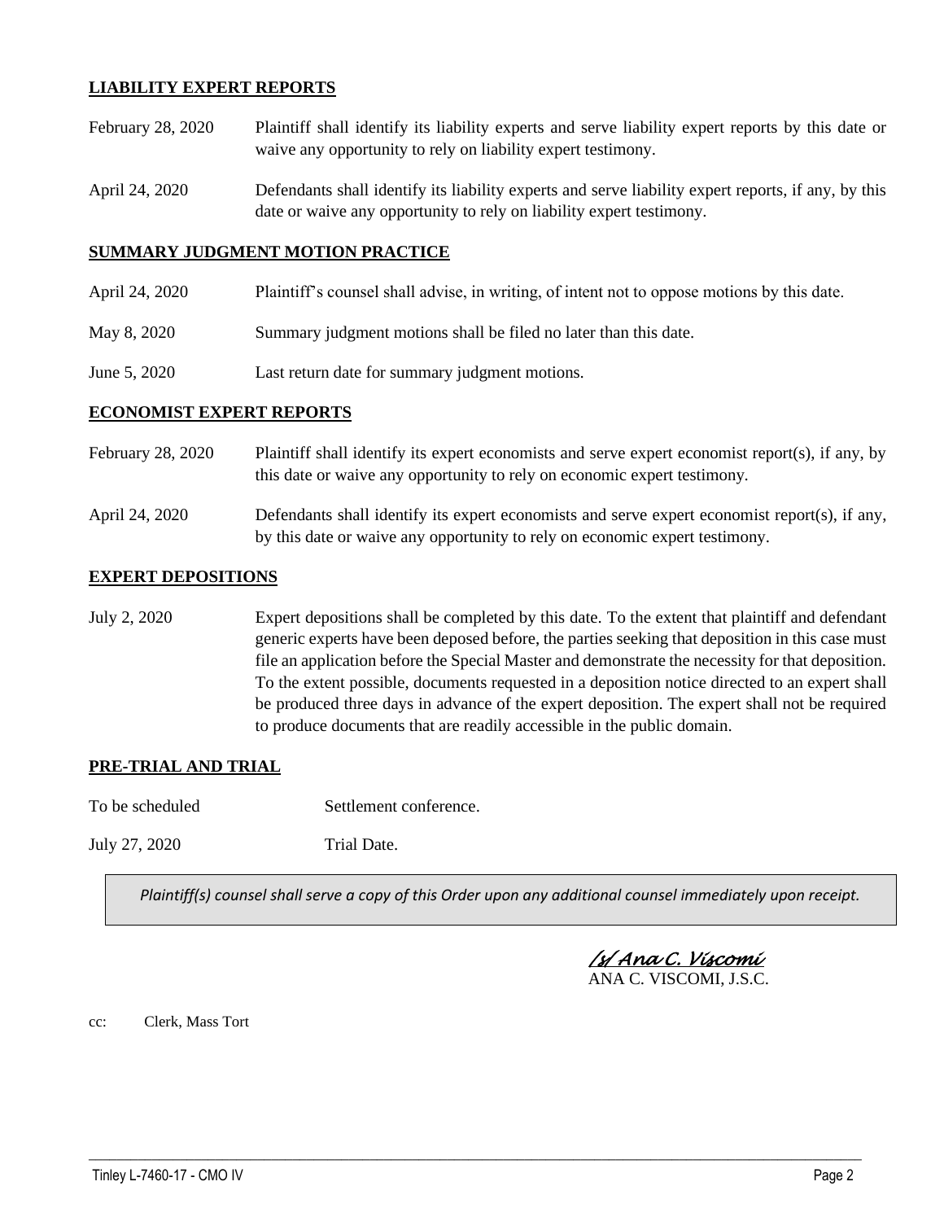## LIABILITY EXPERT REPORTS

| | |
|---|---|
| February 28, 2020 | Plaintiff shall identify its liability experts and serve liability expert reports by this date or waive any opportunity to rely on liability expert testimony. |
| April 24, 2020 | Defendants shall identify its liability experts and serve liability expert reports, if any, by this date or waive any opportunity to rely on liability expert testimony. |

## SUMMARY JUDGMENT MOTION PRACTICE

| | |
|---|---|
| April 24, 2020 | Plaintiff's counsel shall advise, in writing, of intent not to oppose motions by this date. |
| May 8, 2020 | Summary judgment motions shall be filed no later than this date. |
| June 5, 2020 | Last return date for summary judgment motions. |

## ECONOMIST EXPERT REPORTS

| | |
|---|---|
| February 28, 2020 | Plaintiff shall identify its expert economists and serve expert economist report(s), if any, by this date or waive any opportunity to rely on economic expert testimony. |
| April 24, 2020 | Defendants shall identify its expert economists and serve expert economist report(s), if any, by this date or waive any opportunity to rely on economic expert testimony. |

## EXPERT DEPOSITIONS

| | |
|---|---|
| July 2, 2020 | Expert depositions shall be completed by this date. To the extent that plaintiff and defendant generic experts have been deposed before, the parties seeking that deposition in this case must file an application before the Special Master and demonstrate the necessity for that deposition. To the extent possible, documents requested in a deposition notice directed to an expert shall be produced three days in advance of the expert deposition. The expert shall not be required to produce documents that are readily accessible in the public domain. |

## PRE-TRIAL AND TRIAL

| | |
|---|---|
| To be scheduled | Settlement conference. |
| July 27, 2020 | Trial Date. |

*Plaintiff(s) counsel shall serve a copy of this Order upon any additional counsel immediately upon receipt.*

/s/ Ana C. Viscomi
ANA C. VISCOMI, J.S.C.

cc: Clerk, Mass Tort

Tinley L-7460-17 - CMO IV